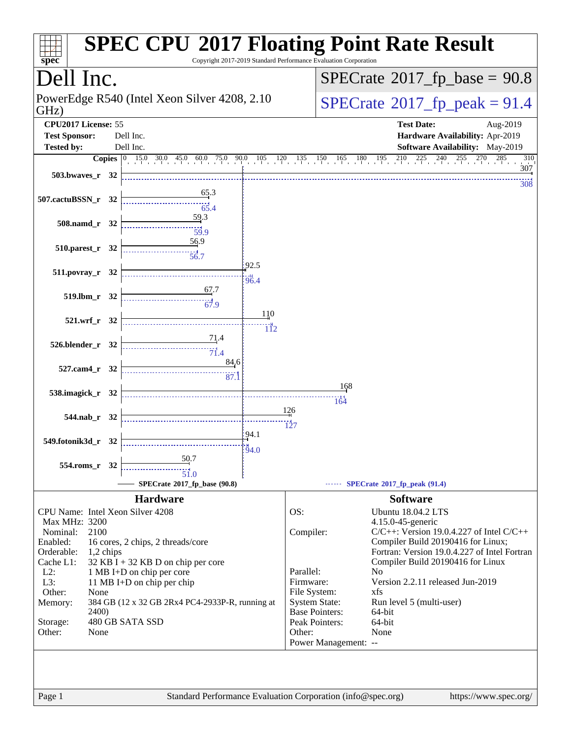# SPEC CPU 2017 Floating Point Rate Result

Copyright 2017-2019 Standard Performance Evaluation Corporation

## Dell Inc.

PowerEdge R540 (Intel Xeon Silver 4208, 2.10 GHz)

**SPECrate 2017_fp_base = 90.8**

**SPECrate 2017_fp_peak = 91.4**

**CPU2017 License:** 55
**Test Sponsor:** Dell Inc.
**Tested by:** Dell Inc.

**Test Date:** Aug-2019
**Hardware Availability:** Apr-2019
**Software Availability:** May-2019

| Benchmark | Copies | Base | Peak |
|---|---|---|---|
| 503.bwaves_r | 32 | 307 | 308 |
| 507.cactuBSSN_r | 32 | 65.3 | 65.4 |
| 508.namd_r | 32 | 59.3 | 59.9 |
| 510.parest_r | 32 | 56.9 | 56.7 |
| 511.povray_r | 32 | 92.5 | 96.4 |
| 519.lbm_r | 32 | 67.7 | 67.9 |
| 521.wrf_r | 32 | 110 | 112 |
| 526.blender_r | 32 | 71.4 | 71.4 |
| 527.cam4_r | 32 | 84.6 | 87.1 |
| 538.imagick_r | 32 | 168 | 164 |
| 544.nab_r | 32 | 126 | 127 |
| 549.fotonik3d_r | 32 | 94.1 | 94.0 |
| 554.roms_r | 32 | 50.7 | 51.0 |

SPECrate 2017_fp_base (90.8) — SPECrate 2017_fp_peak (91.4)

## Hardware

| | |
|---|---|
| CPU Name: | Intel Xeon Silver 4208 |
| Max MHz: | 3200 |
| Nominal: | 2100 |
| Enabled: | 16 cores, 2 chips, 2 threads/core |
| Orderable: | 1,2 chips |
| Cache L1: | 32 KB I + 32 KB D on chip per core |
| L2: | 1 MB I+D on chip per core |
| L3: | 11 MB I+D on chip per chip |
| Other: | None |
| Memory: | 384 GB (12 x 32 GB 2Rx4 PC4-2933P-R, running at 2400) |
| Storage: | 480 GB SATA SSD |
| Other: | None |

## Software

| | |
|---|---|
| OS: | Ubuntu 18.04.2 LTS 4.15.0-45-generic |
| Compiler: | C/C++: Version 19.0.4.227 of Intel C/C++ Compiler Build 20190416 for Linux; Fortran: Version 19.0.4.227 of Intel Fortran Compiler Build 20190416 for Linux |
| Parallel: | No |
| Firmware: | Version 2.2.11 released Jun-2019 |
| File System: | xfs |
| System State: | Run level 5 (multi-user) |
| Base Pointers: | 64-bit |
| Peak Pointers: | 64-bit |
| Other: | None |
| Power Management: | -- |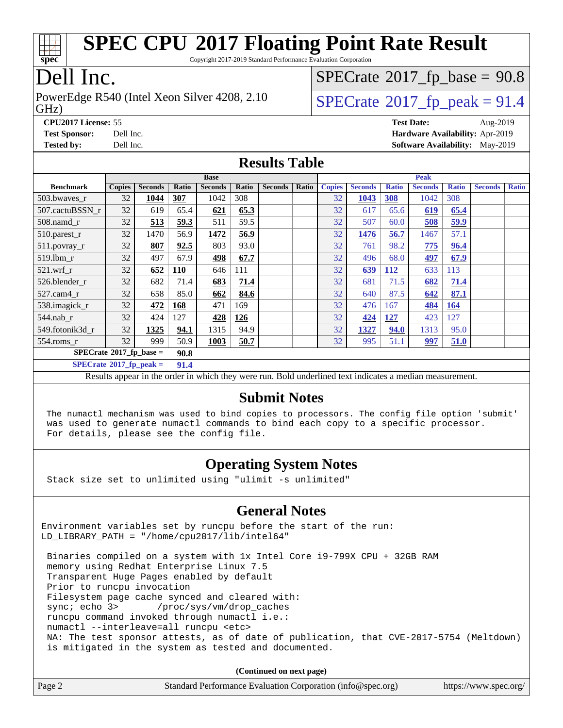# SPEC CPU 2017 Floating Point Rate Result

Copyright 2017-2019 Standard Performance Evaluation Corporation

# Dell Inc.

PowerEdge R540 (Intel Xeon Silver 4208, 2.10 GHz)

SPECrate 2017_fp_base = 90.8

SPECrate 2017_fp_peak = 91.4

**CPU2017 License:** 55
**Test Sponsor:** Dell Inc.
**Tested by:** Dell Inc.

**Test Date:** Aug-2019
**Hardware Availability:** Apr-2019
**Software Availability:** May-2019

## Results Table

| | Base | | | | | | | Peak | | | | | | |
|---|---|---|---|---|---|---|---|---|---|---|---|---|---|---|
| **Benchmark** | **Copies** | **Seconds** | **Ratio** | **Seconds** | **Ratio** | **Seconds** | **Ratio** | **Copies** | **Seconds** | **Ratio** | **Seconds** | **Ratio** | **Seconds** | **Ratio** |
| 503.bwaves_r | 32 | **1044** | **307** | 1042 | 308 | | | 32 | **1043** | **308** | 1042 | 308 | | |
| 507.cactuBSSN_r | 32 | 619 | 65.4 | **621** | **65.3** | | | 32 | 617 | 65.6 | **619** | **65.4** | | |
| 508.namd_r | 32 | **513** | **59.3** | 511 | 59.5 | | | 32 | 507 | 60.0 | **508** | **59.9** | | |
| 510.parest_r | 32 | 1470 | 56.9 | **1472** | **56.9** | | | 32 | **1476** | **56.7** | 1467 | 57.1 | | |
| 511.povray_r | 32 | **807** | **92.5** | 803 | 93.0 | | | 32 | 761 | 98.2 | **775** | **96.4** | | |
| 519.lbm_r | 32 | 497 | 67.9 | **498** | **67.7** | | | 32 | 496 | 68.0 | **497** | **67.9** | | |
| 521.wrf_r | 32 | **652** | **110** | 646 | 111 | | | 32 | **639** | **112** | 633 | 113 | | |
| 526.blender_r | 32 | 682 | 71.4 | **683** | **71.4** | | | 32 | 681 | 71.5 | **682** | **71.4** | | |
| 527.cam4_r | 32 | 658 | 85.0 | **662** | **84.6** | | | 32 | 640 | 87.5 | **642** | **87.1** | | |
| 538.imagick_r | 32 | **472** | **168** | 471 | 169 | | | 32 | 476 | 167 | **484** | **164** | | |
| 544.nab_r | 32 | 424 | 127 | **428** | **126** | | | 32 | **424** | **127** | 423 | 127 | | |
| 549.fotonik3d_r | 32 | **1325** | **94.1** | 1315 | 94.9 | | | 32 | **1327** | **94.0** | 1313 | 95.0 | | |
| 554.roms_r | 32 | 999 | 50.9 | **1003** | **50.7** | | | 32 | 995 | 51.1 | **997** | **51.0** | | |

**SPECrate 2017_fp_base = 90.8**

**SPECrate 2017_fp_peak = 91.4**

Results appear in the order in which they were run. Bold underlined text indicates a median measurement.

## Submit Notes

```
The numactl mechanism was used to bind copies to processors. The config file option 'submit'
was used to generate numactl commands to bind each copy to a specific processor.
For details, please see the config file.
```

## Operating System Notes

```
Stack size set to unlimited using "ulimit -s unlimited"
```

## General Notes

```
Environment variables set by runcpu before the start of the run:
LD_LIBRARY_PATH = "/home/cpu2017/lib/intel64"

 Binaries compiled on a system with 1x Intel Core i9-799X CPU + 32GB RAM
 memory using Redhat Enterprise Linux 7.5
 Transparent Huge Pages enabled by default
 Prior to runcpu invocation
 Filesystem page cache synced and cleared with:
 sync; echo 3>       /proc/sys/vm/drop_caches
 runcpu command invoked through numactl i.e.:
 numactl --interleave=all runcpu <etc>
 NA: The test sponsor attests, as of date of publication, that CVE-2017-5754 (Meltdown)
 is mitigated in the system as tested and documented.
```

**(Continued on next page)**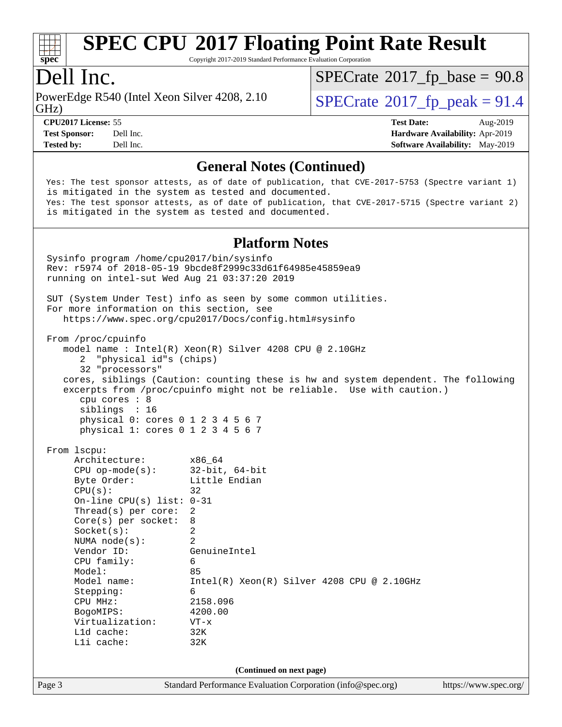# SPEC CPU 2017 Floating Point Rate Result

Copyright 2017-2019 Standard Performance Evaluation Corporation

## Dell Inc.

PowerEdge R540 (Intel Xeon Silver 4208, 2.10 GHz)

SPECrate 2017_fp_base = 90.8

SPECrate 2017_fp_peak = 91.4

**CPU2017 License:** 55
**Test Sponsor:** Dell Inc.
**Tested by:** Dell Inc.

**Test Date:** Aug-2019
**Hardware Availability:** Apr-2019
**Software Availability:** May-2019

### General Notes (Continued)

```
Yes: The test sponsor attests, as of date of publication, that CVE-2017-5753 (Spectre variant 1)
is mitigated in the system as tested and documented.
Yes: The test sponsor attests, as of date of publication, that CVE-2017-5715 (Spectre variant 2)
is mitigated in the system as tested and documented.
```

### Platform Notes

```
Sysinfo program /home/cpu2017/bin/sysinfo
Rev: r5974 of 2018-05-19 9bcde8f2999c33d61f64985e45859ea9
running on intel-sut Wed Aug 21 03:37:20 2019

SUT (System Under Test) info as seen by some common utilities.
For more information on this section, see
   https://www.spec.org/cpu2017/Docs/config.html#sysinfo

From /proc/cpuinfo
   model name : Intel(R) Xeon(R) Silver 4208 CPU @ 2.10GHz
      2  "physical id"s (chips)
      32 "processors"
   cores, siblings (Caution: counting these is hw and system dependent. The following
   excerpts from /proc/cpuinfo might not be reliable.  Use with caution.)
      cpu cores : 8
      siblings  : 16
      physical 0: cores 0 1 2 3 4 5 6 7
      physical 1: cores 0 1 2 3 4 5 6 7

From lscpu:
     Architecture:        x86_64
     CPU op-mode(s):      32-bit, 64-bit
     Byte Order:          Little Endian
     CPU(s):              32
     On-line CPU(s) list: 0-31
     Thread(s) per core:  2
     Core(s) per socket:  8
     Socket(s):           2
     NUMA node(s):        2
     Vendor ID:           GenuineIntel
     CPU family:          6
     Model:               85
     Model name:          Intel(R) Xeon(R) Silver 4208 CPU @ 2.10GHz
     Stepping:            6
     CPU MHz:             2158.096
     BogoMIPS:            4200.00
     Virtualization:      VT-x
     L1d cache:           32K
     L1i cache:           32K
```

(Continued on next page)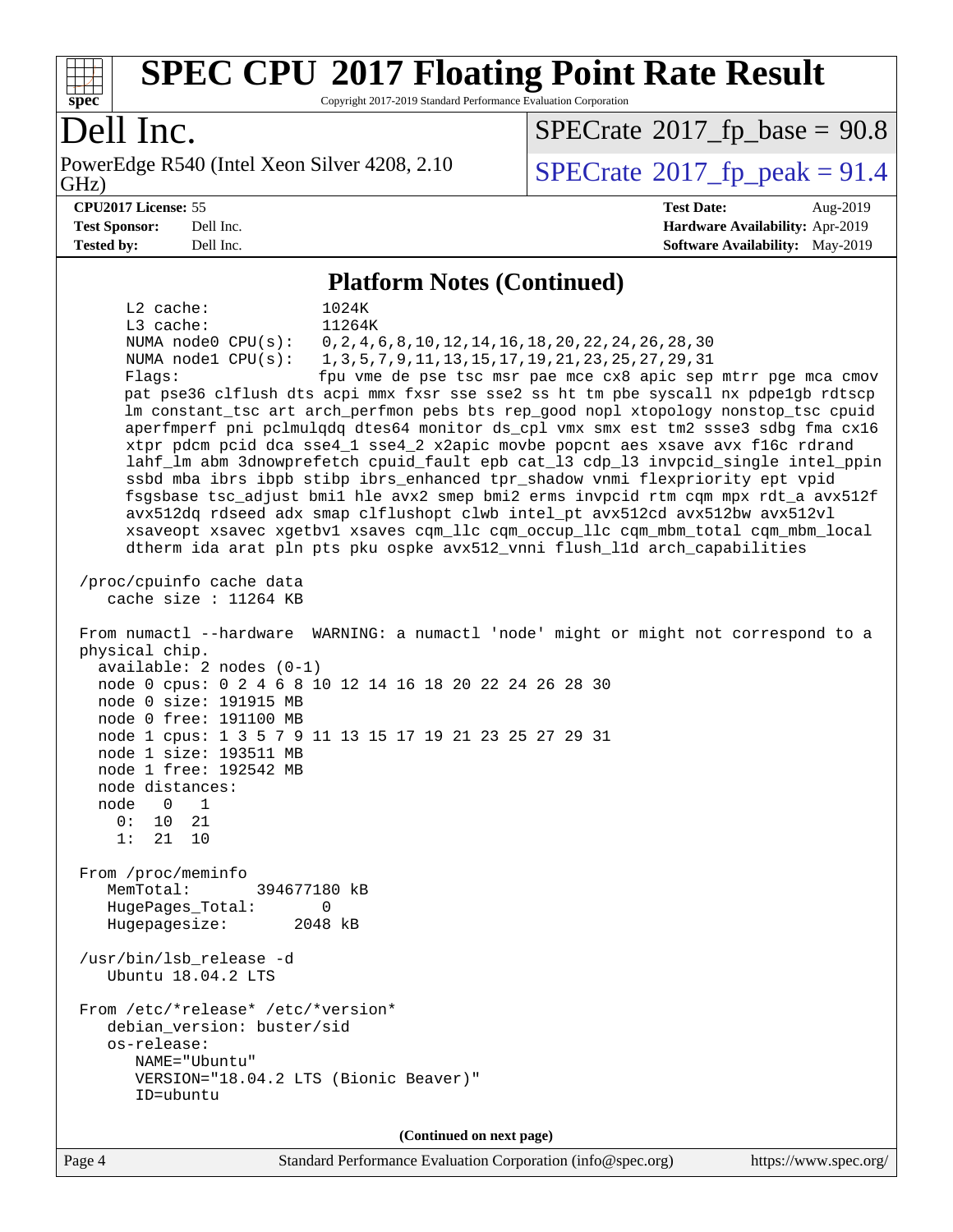## Platform Notes (Continued)

```
     L2 cache:              1024K
     L3 cache:              11264K
     NUMA node0 CPU(s):     0,2,4,6,8,10,12,14,16,18,20,22,24,26,28,30
     NUMA node1 CPU(s):     1,3,5,7,9,11,13,15,17,19,21,23,25,27,29,31
     Flags:                 fpu vme de pse tsc msr pae mce cx8 apic sep mtrr pge mca cmov
     pat pse36 clflush dts acpi mmx fxsr sse sse2 ss ht tm pbe syscall nx pdpe1gb rdtscp
     lm constant_tsc art arch_perfmon pebs bts rep_good nopl xtopology nonstop_tsc cpuid
     aperfmperf pni pclmulqdq dtes64 monitor ds_cpl vmx smx est tm2 ssse3 sdbg fma cx16
     xtpr pdcm pcid dca sse4_1 sse4_2 x2apic movbe popcnt aes xsave avx f16c rdrand
     lahf_lm abm 3dnowprefetch cpuid_fault epb cat_l3 cdp_l3 invpcid_single intel_ppin
     ssbd mba ibrs ibpb stibp ibrs_enhanced tpr_shadow vnmi flexpriority ept vpid
     fsgsbase tsc_adjust bmi1 hle avx2 smep bmi2 erms invpcid rtm cqm mpx rdt_a avx512f
     avx512dq rdseed adx smap clflushopt clwb intel_pt avx512cd avx512bw avx512vl
     xsaveopt xsavec xgetbv1 xsaves cqm_llc cqm_occup_llc cqm_mbm_total cqm_mbm_local
     dtherm ida arat pln pts pku ospke avx512_vnni flush_l1d arch_capabilities

 /proc/cpuinfo cache data
    cache size : 11264 KB

 From numactl --hardware  WARNING: a numactl 'node' might or might not correspond to a
 physical chip.
   available: 2 nodes (0-1)
   node 0 cpus: 0 2 4 6 8 10 12 14 16 18 20 22 24 26 28 30
   node 0 size: 191915 MB
   node 0 free: 191100 MB
   node 1 cpus: 1 3 5 7 9 11 13 15 17 19 21 23 25 27 29 31
   node 1 size: 193511 MB
   node 1 free: 192542 MB
   node distances:
   node   0   1
     0:  10  21
     1:  21  10

 From /proc/meminfo
    MemTotal:       394677180 kB
    HugePages_Total:       0
    Hugepagesize:       2048 kB

 /usr/bin/lsb_release -d
    Ubuntu 18.04.2 LTS

 From /etc/*release* /etc/*version*
    debian_version: buster/sid
    os-release:
       NAME="Ubuntu"
       VERSION="18.04.2 LTS (Bionic Beaver)"
       ID=ubuntu
```

**(Continued on next page)**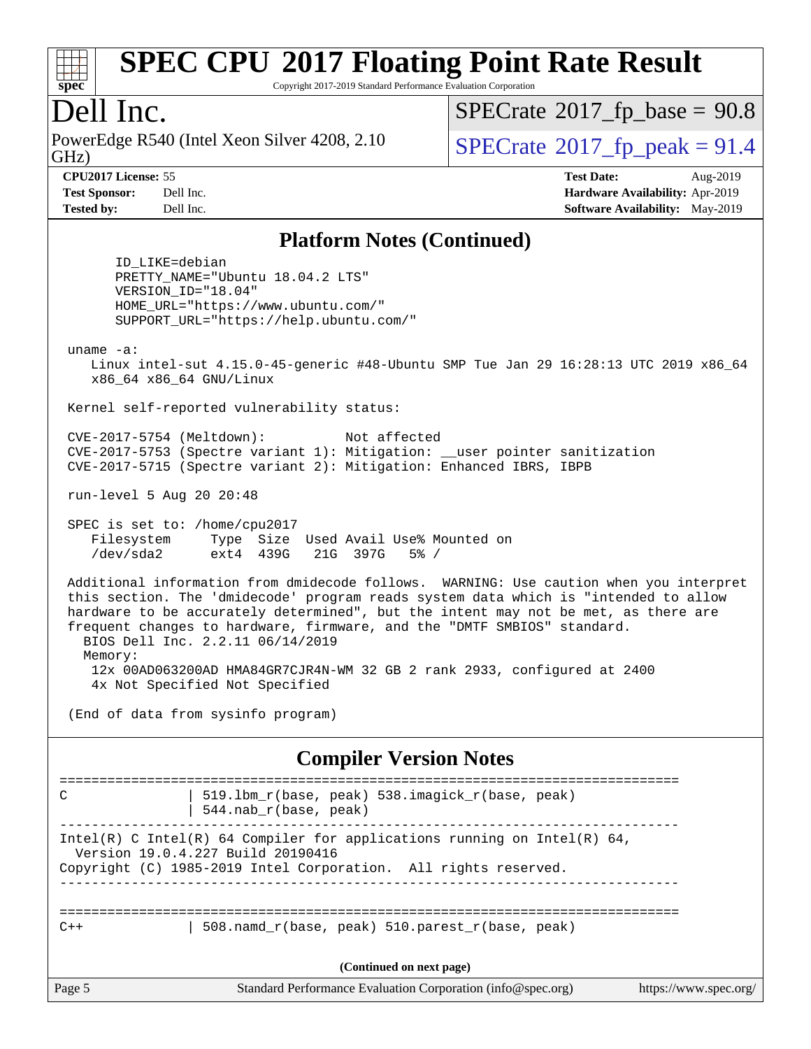## Platform Notes (Continued)

```
      ID_LIKE=debian
      PRETTY_NAME="Ubuntu 18.04.2 LTS"
      VERSION_ID="18.04"
      HOME_URL="https://www.ubuntu.com/"
      SUPPORT_URL="https://help.ubuntu.com/"

uname -a:
   Linux intel-sut 4.15.0-45-generic #48-Ubuntu SMP Tue Jan 29 16:28:13 UTC 2019 x86_64
   x86_64 x86_64 GNU/Linux

Kernel self-reported vulnerability status:

CVE-2017-5754 (Meltdown):          Not affected
CVE-2017-5753 (Spectre variant 1): Mitigation: __user pointer sanitization
CVE-2017-5715 (Spectre variant 2): Mitigation: Enhanced IBRS, IBPB

run-level 5 Aug 20 20:48

SPEC is set to: /home/cpu2017
   Filesystem     Type  Size  Used Avail Use% Mounted on
   /dev/sda2      ext4  439G   21G  397G   5% /

Additional information from dmidecode follows.  WARNING: Use caution when you interpret
this section. The 'dmidecode' program reads system data which is "intended to allow
hardware to be accurately determined", but the intent may not be met, as there are
frequent changes to hardware, firmware, and the "DMTF SMBIOS" standard.
  BIOS Dell Inc. 2.2.11 06/14/2019
  Memory:
   12x 00AD063200AD HMA84GR7CJR4N-WM 32 GB 2 rank 2933, configured at 2400
   4x Not Specified Not Specified

(End of data from sysinfo program)
```

## Compiler Version Notes

```
==============================================================================
C               | 519.lbm_r(base, peak) 538.imagick_r(base, peak)
                | 544.nab_r(base, peak)
------------------------------------------------------------------------------
Intel(R) C Intel(R) 64 Compiler for applications running on Intel(R) 64,
  Version 19.0.4.227 Build 20190416
Copyright (C) 1985-2019 Intel Corporation.  All rights reserved.
------------------------------------------------------------------------------

==============================================================================
C++             | 508.namd_r(base, peak) 510.parest_r(base, peak)
```

(Continued on next page)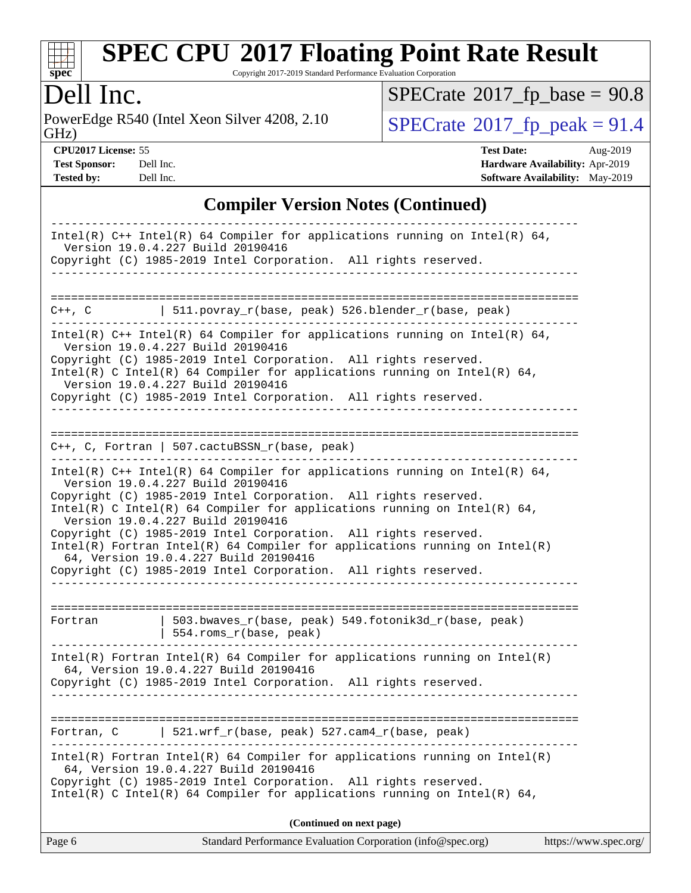## Compiler Version Notes (Continued)

```
------------------------------------------------------------------------------
Intel(R) C++ Intel(R) 64 Compiler for applications running on Intel(R) 64,
  Version 19.0.4.227 Build 20190416
Copyright (C) 1985-2019 Intel Corporation.  All rights reserved.
------------------------------------------------------------------------------

==============================================================================
C++, C          | 511.povray_r(base, peak) 526.blender_r(base, peak)
------------------------------------------------------------------------------
Intel(R) C++ Intel(R) 64 Compiler for applications running on Intel(R) 64,
  Version 19.0.4.227 Build 20190416
Copyright (C) 1985-2019 Intel Corporation.  All rights reserved.
Intel(R) C Intel(R) 64 Compiler for applications running on Intel(R) 64,
  Version 19.0.4.227 Build 20190416
Copyright (C) 1985-2019 Intel Corporation.  All rights reserved.
------------------------------------------------------------------------------

==============================================================================
C++, C, Fortran | 507.cactuBSSN_r(base, peak)
------------------------------------------------------------------------------
Intel(R) C++ Intel(R) 64 Compiler for applications running on Intel(R) 64,
  Version 19.0.4.227 Build 20190416
Copyright (C) 1985-2019 Intel Corporation.  All rights reserved.
Intel(R) C Intel(R) 64 Compiler for applications running on Intel(R) 64,
  Version 19.0.4.227 Build 20190416
Copyright (C) 1985-2019 Intel Corporation.  All rights reserved.
Intel(R) Fortran Intel(R) 64 Compiler for applications running on Intel(R)
  64, Version 19.0.4.227 Build 20190416
Copyright (C) 1985-2019 Intel Corporation.  All rights reserved.
------------------------------------------------------------------------------

==============================================================================
Fortran         | 503.bwaves_r(base, peak) 549.fotonik3d_r(base, peak)
                | 554.roms_r(base, peak)
------------------------------------------------------------------------------
Intel(R) Fortran Intel(R) 64 Compiler for applications running on Intel(R)
  64, Version 19.0.4.227 Build 20190416
Copyright (C) 1985-2019 Intel Corporation.  All rights reserved.
------------------------------------------------------------------------------

==============================================================================
Fortran, C      | 521.wrf_r(base, peak) 527.cam4_r(base, peak)
------------------------------------------------------------------------------
Intel(R) Fortran Intel(R) 64 Compiler for applications running on Intel(R)
  64, Version 19.0.4.227 Build 20190416
Copyright (C) 1985-2019 Intel Corporation.  All rights reserved.
Intel(R) C Intel(R) 64 Compiler for applications running on Intel(R) 64,
```

(Continued on next page)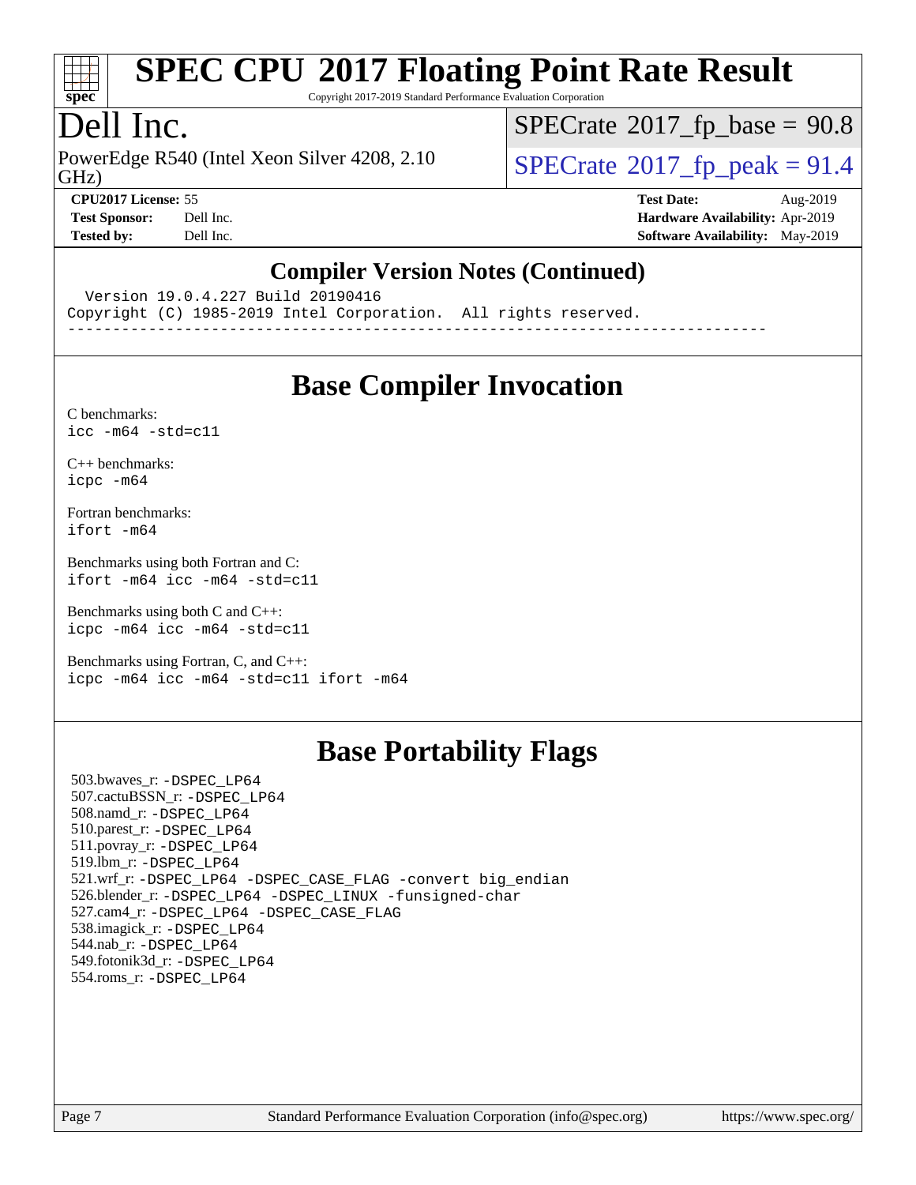## Compiler Version Notes (Continued)

```
  Version 19.0.4.227 Build 20190416
Copyright (C) 1985-2019 Intel Corporation.  All rights reserved.
------------------------------------------------------------------------------
```

## Base Compiler Invocation

C benchmarks:
`icc -m64 -std=c11`

C++ benchmarks:
`icpc -m64`

Fortran benchmarks:
`ifort -m64`

Benchmarks using both Fortran and C:
`ifort -m64 icc -m64 -std=c11`

Benchmarks using both C and C++:
`icpc -m64 icc -m64 -std=c11`

Benchmarks using Fortran, C, and C++:
`icpc -m64 icc -m64 -std=c11 ifort -m64`

## Base Portability Flags

503.bwaves_r: `-DSPEC_LP64`
507.cactuBSSN_r: `-DSPEC_LP64`
508.namd_r: `-DSPEC_LP64`
510.parest_r: `-DSPEC_LP64`
511.povray_r: `-DSPEC_LP64`
519.lbm_r: `-DSPEC_LP64`
521.wrf_r: `-DSPEC_LP64 -DSPEC_CASE_FLAG -convert big_endian`
526.blender_r: `-DSPEC_LP64 -DSPEC_LINUX -funsigned-char`
527.cam4_r: `-DSPEC_LP64 -DSPEC_CASE_FLAG`
538.imagick_r: `-DSPEC_LP64`
544.nab_r: `-DSPEC_LP64`
549.fotonik3d_r: `-DSPEC_LP64`
554.roms_r: `-DSPEC_LP64`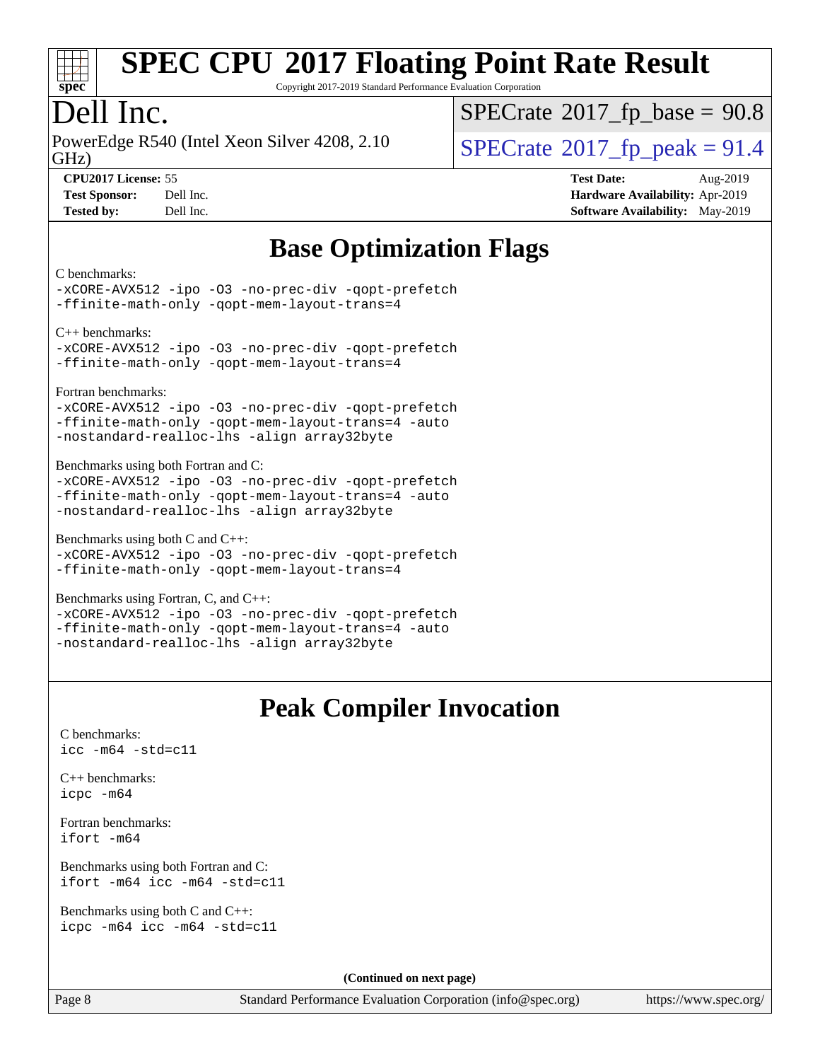# Base Optimization Flags

C benchmarks:
```
-xCORE-AVX512 -ipo -O3 -no-prec-div -qopt-prefetch
-ffinite-math-only -qopt-mem-layout-trans=4
```

C++ benchmarks:
```
-xCORE-AVX512 -ipo -O3 -no-prec-div -qopt-prefetch
-ffinite-math-only -qopt-mem-layout-trans=4
```

Fortran benchmarks:
```
-xCORE-AVX512 -ipo -O3 -no-prec-div -qopt-prefetch
-ffinite-math-only -qopt-mem-layout-trans=4 -auto
-nostandard-realloc-lhs -align array32byte
```

Benchmarks using both Fortran and C:
```
-xCORE-AVX512 -ipo -O3 -no-prec-div -qopt-prefetch
-ffinite-math-only -qopt-mem-layout-trans=4 -auto
-nostandard-realloc-lhs -align array32byte
```

Benchmarks using both C and C++:
```
-xCORE-AVX512 -ipo -O3 -no-prec-div -qopt-prefetch
-ffinite-math-only -qopt-mem-layout-trans=4
```

Benchmarks using Fortran, C, and C++:
```
-xCORE-AVX512 -ipo -O3 -no-prec-div -qopt-prefetch
-ffinite-math-only -qopt-mem-layout-trans=4 -auto
-nostandard-realloc-lhs -align array32byte
```

# Peak Compiler Invocation

C benchmarks:
```
icc -m64 -std=c11
```

C++ benchmarks:
```
icpc -m64
```

Fortran benchmarks:
```
ifort -m64
```

Benchmarks using both Fortran and C:
```
ifort -m64 icc -m64 -std=c11
```

Benchmarks using both C and C++:
```
icpc -m64 icc -m64 -std=c11
```

**(Continued on next page)**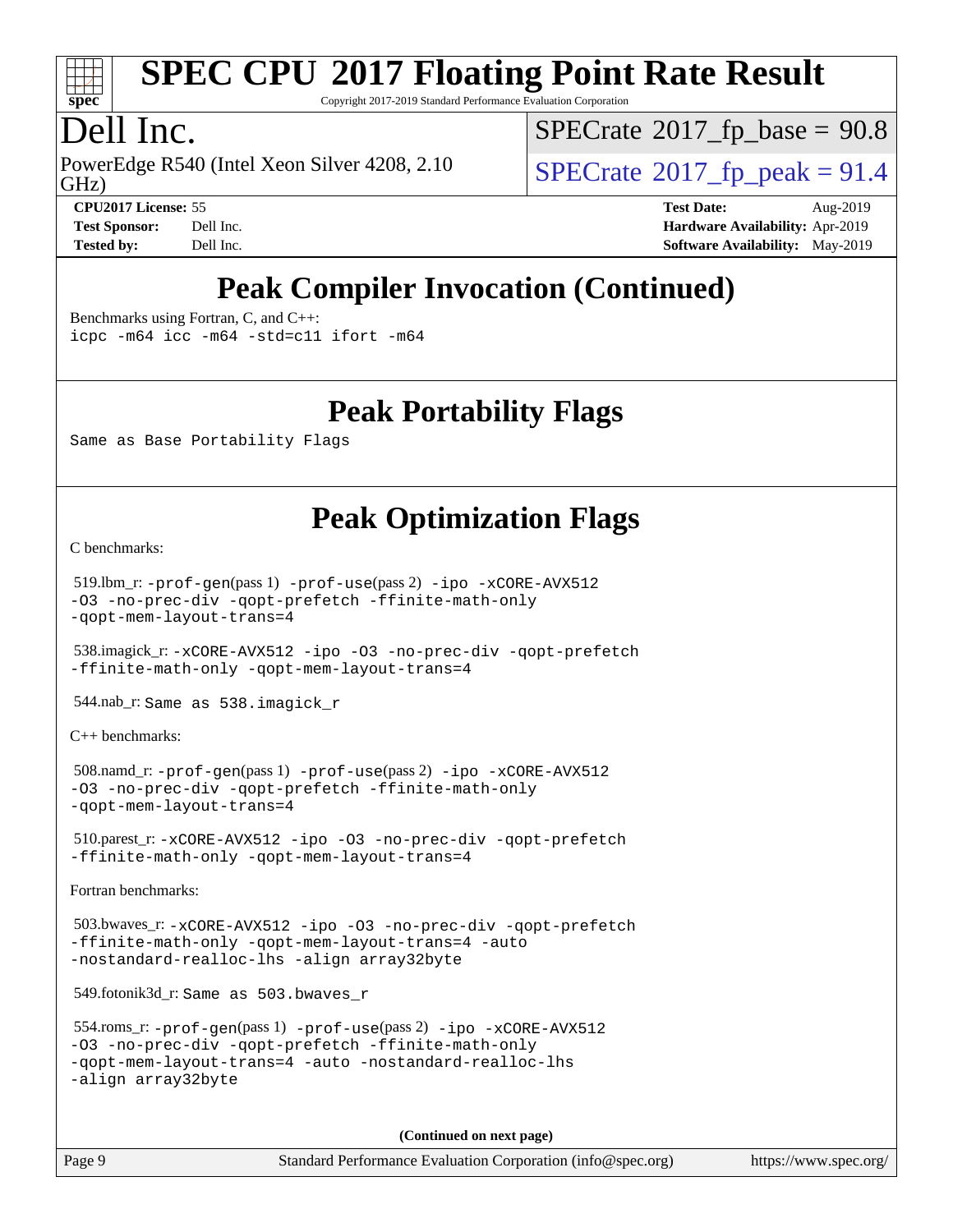# Peak Compiler Invocation (Continued)

Benchmarks using Fortran, C, and C++:
```
icpc -m64 icc -m64 -std=c11 ifort -m64
```

# Peak Portability Flags

Same as Base Portability Flags

# Peak Optimization Flags

C benchmarks:

519.lbm_r: `-prof-gen`(pass 1) `-prof-use`(pass 2) `-ipo -xCORE-AVX512 -O3 -no-prec-div -qopt-prefetch -ffinite-math-only -qopt-mem-layout-trans=4`

538.imagick_r: `-xCORE-AVX512 -ipo -O3 -no-prec-div -qopt-prefetch -ffinite-math-only -qopt-mem-layout-trans=4`

544.nab_r: Same as 538.imagick_r

C++ benchmarks:

508.namd_r: `-prof-gen`(pass 1) `-prof-use`(pass 2) `-ipo -xCORE-AVX512 -O3 -no-prec-div -qopt-prefetch -ffinite-math-only -qopt-mem-layout-trans=4`

510.parest_r: `-xCORE-AVX512 -ipo -O3 -no-prec-div -qopt-prefetch -ffinite-math-only -qopt-mem-layout-trans=4`

Fortran benchmarks:

503.bwaves_r: `-xCORE-AVX512 -ipo -O3 -no-prec-div -qopt-prefetch -ffinite-math-only -qopt-mem-layout-trans=4 -auto -nostandard-realloc-lhs -align array32byte`

549.fotonik3d_r: Same as 503.bwaves_r

554.roms_r: `-prof-gen`(pass 1) `-prof-use`(pass 2) `-ipo -xCORE-AVX512 -O3 -no-prec-div -qopt-prefetch -ffinite-math-only -qopt-mem-layout-trans=4 -auto -nostandard-realloc-lhs -align array32byte`

**(Continued on next page)**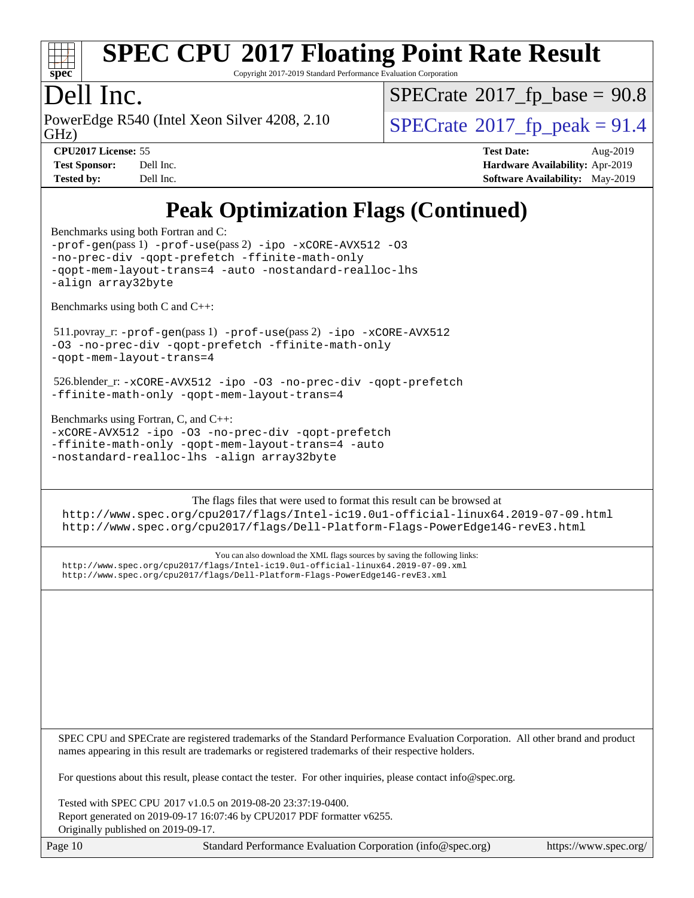# Peak Optimization Flags (Continued)

Benchmarks using both Fortran and C:

-prof-gen(pass 1) -prof-use(pass 2) -ipo -xCORE-AVX512 -O3 -no-prec-div -qopt-prefetch -ffinite-math-only -qopt-mem-layout-trans=4 -auto -nostandard-realloc-lhs -align array32byte

Benchmarks using both C and C++:

511.povray_r: -prof-gen(pass 1) -prof-use(pass 2) -ipo -xCORE-AVX512 -O3 -no-prec-div -qopt-prefetch -ffinite-math-only -qopt-mem-layout-trans=4

526.blender_r: -xCORE-AVX512 -ipo -O3 -no-prec-div -qopt-prefetch -ffinite-math-only -qopt-mem-layout-trans=4

Benchmarks using Fortran, C, and C++:

-xCORE-AVX512 -ipo -O3 -no-prec-div -qopt-prefetch -ffinite-math-only -qopt-mem-layout-trans=4 -auto -nostandard-realloc-lhs -align array32byte

The flags files that were used to format this result can be browsed at

http://www.spec.org/cpu2017/flags/Intel-ic19.0u1-official-linux64.2019-07-09.html
http://www.spec.org/cpu2017/flags/Dell-Platform-Flags-PowerEdge14G-revE3.html

You can also download the XML flags sources by saving the following links:

http://www.spec.org/cpu2017/flags/Intel-ic19.0u1-official-linux64.2019-07-09.xml
http://www.spec.org/cpu2017/flags/Dell-Platform-Flags-PowerEdge14G-revE3.xml

SPEC CPU and SPECrate are registered trademarks of the Standard Performance Evaluation Corporation. All other brand and product names appearing in this result are trademarks or registered trademarks of their respective holders.

For questions about this result, please contact the tester. For other inquiries, please contact info@spec.org.

Tested with SPEC CPU 2017 v1.0.5 on 2019-08-20 23:37:19-0400.
Report generated on 2019-09-17 16:07:46 by CPU2017 PDF formatter v6255.
Originally published on 2019-09-17.